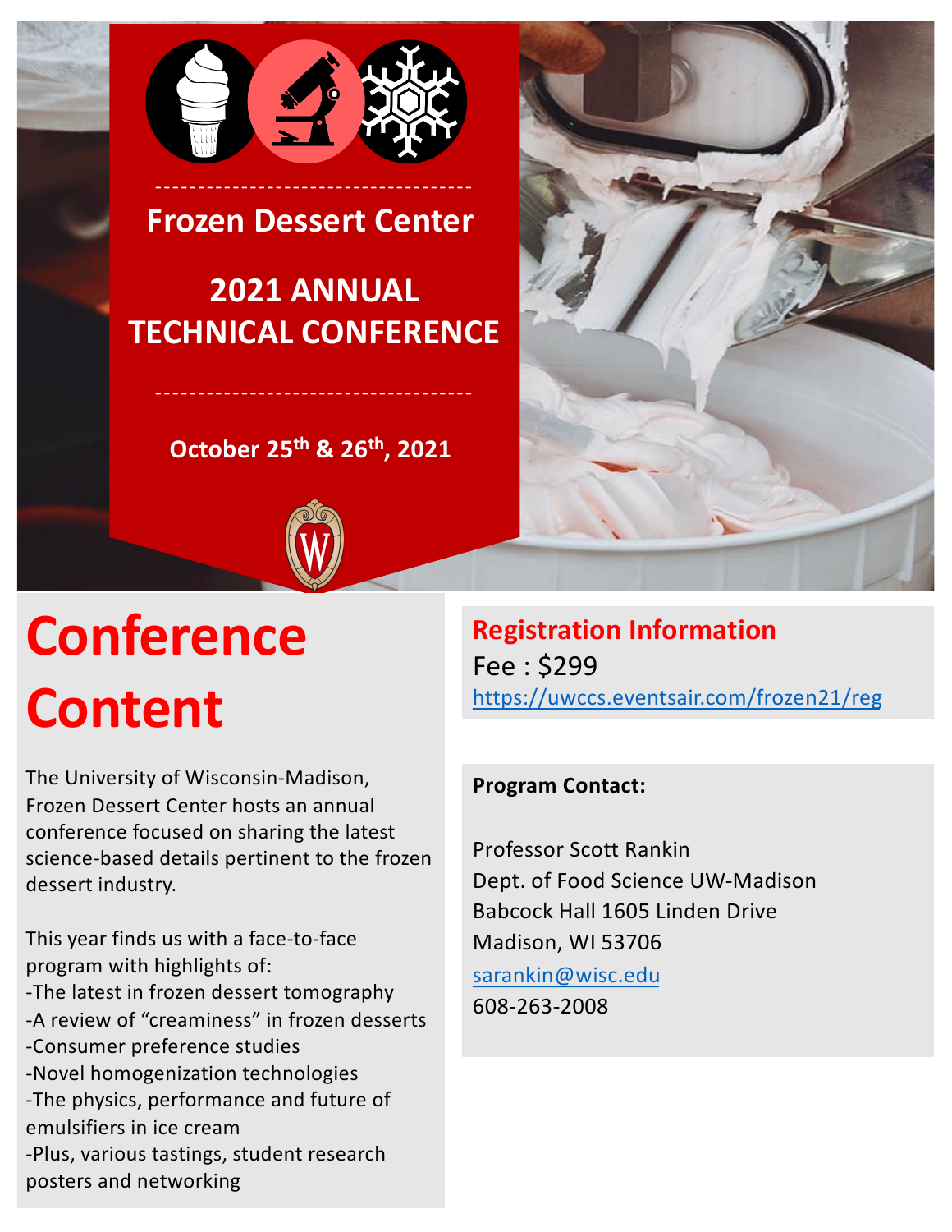# Frozen Dessert Center

## 2021 ANNUAL TECHNICAL CONFERENCE

**October 25th & 26th, 2021**

# Conference Content

The University of Wisconsin-Madison, Frozen Dessert Center hosts an annual conference focused on sharing the latest science-based details pertinent to the frozen dessert industry.

This year finds us with a face-to-face program with highlights of:
-The latest in frozen dessert tomography
-A review of "creaminess" in frozen desserts
-Consumer preference studies
-Novel homogenization technologies
-The physics, performance and future of emulsifiers in ice cream
-Plus, various tastings, student research posters and networking

## Registration Information

Fee : $299
https://uwccs.eventsair.com/frozen21/reg

**Program Contact:**

Professor Scott Rankin
Dept. of Food Science UW-Madison
Babcock Hall 1605 Linden Drive
Madison, WI 53706
sarankin@wisc.edu
608-263-2008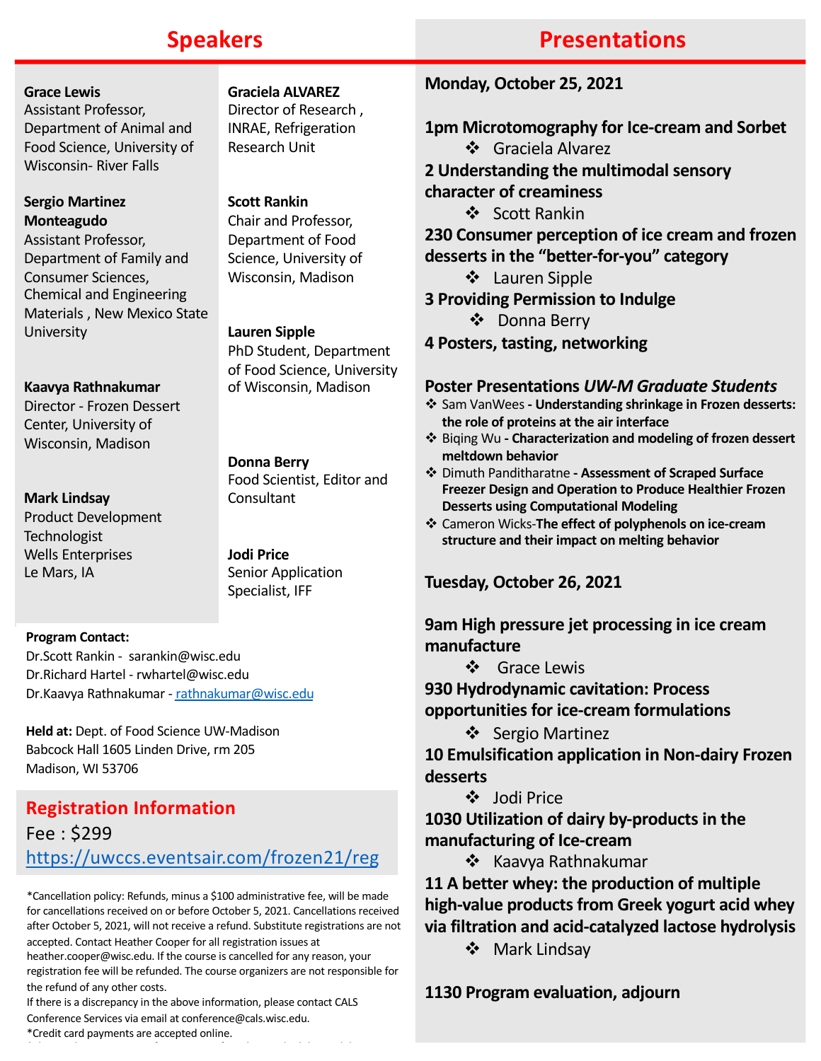## Speakers

**Grace Lewis**
Assistant Professor, Department of Animal and Food Science, University of Wisconsin- River Falls

**Sergio Martinez Monteagudo**
Assistant Professor, Department of Family and Consumer Sciences, Chemical and Engineering Materials , New Mexico State University

**Kaavya Rathnakumar**
Director - Frozen Dessert Center, University of Wisconsin, Madison

**Mark Lindsay**
Product Development Technologist
Wells Enterprises
Le Mars, IA

**Graciela ALVAREZ**
Director of Research , INRAE, Refrigeration Research Unit

**Scott Rankin**
Chair and Professor, Department of Food Science, University of Wisconsin, Madison

**Lauren Sipple**
PhD Student, Department of Food Science, University of Wisconsin, Madison

**Donna Berry**
Food Scientist, Editor and Consultant

**Jodi Price**
Senior Application Specialist, IFF

**Program Contact:**
Dr.Scott Rankin - sarankin@wisc.edu
Dr.Richard Hartel - rwhartel@wisc.edu
Dr.Kaavya Rathnakumar - rathnakumar@wisc.edu

**Held at:** Dept. of Food Science UW-Madison
Babcock Hall 1605 Linden Drive, rm 205
Madison, WI 53706

## Registration Information

Fee : $299
https://uwccs.eventsair.com/frozen21/reg

*Cancellation policy: Refunds, minus a $100 administrative fee, will be made for cancellations received on or before October 5, 2021. Cancellations received after October 5, 2021, will not receive a refund. Substitute registrations are not accepted. Contact Heather Cooper for all registration issues at heather.cooper@wisc.edu. If the course is cancelled for any reason, your registration fee will be refunded. The course organizers are not responsible for the refund of any other costs.
If there is a discrepancy in the above information, please contact CALS Conference Services via email at conference@cals.wisc.edu.
*Credit card payments are accepted online.

## Presentations

### Monday, October 25, 2021

**1pm Microtomography for Ice-cream and Sorbet**
- Graciela Alvarez

**2 Understanding the multimodal sensory character of creaminess**
- Scott Rankin

**230 Consumer perception of ice cream and frozen desserts in the "better-for-you" category**
- Lauren Sipple

**3 Providing Permission to Indulge**
- Donna Berry

**4 Posters, tasting, networking**

**Poster Presentations *UW-M Graduate Students***
- Sam VanWees - **Understanding shrinkage in Frozen desserts: the role of proteins at the air interface**
- Biqing Wu - **Characterization and modeling of frozen dessert meltdown behavior**
- Dimuth Panditharatne - **Assessment of Scraped Surface Freezer Design and Operation to Produce Healthier Frozen Desserts using Computational Modeling**
- Cameron Wicks-**The effect of polyphenols on ice-cream structure and their impact on melting behavior**

### Tuesday, October 26, 2021

**9am High pressure jet processing in ice cream manufacture**
- Grace Lewis

**930 Hydrodynamic cavitation: Process opportunities for ice-cream formulations**
- Sergio Martinez

**10 Emulsification application in Non-dairy Frozen desserts**
- Jodi Price

**1030 Utilization of dairy by-products in the manufacturing of Ice-cream**
- Kaavya Rathnakumar

**11 A better whey: the production of multiple high-value products from Greek yogurt acid whey via filtration and acid-catalyzed lactose hydrolysis**
- Mark Lindsay

**1130 Program evaluation, adjourn**